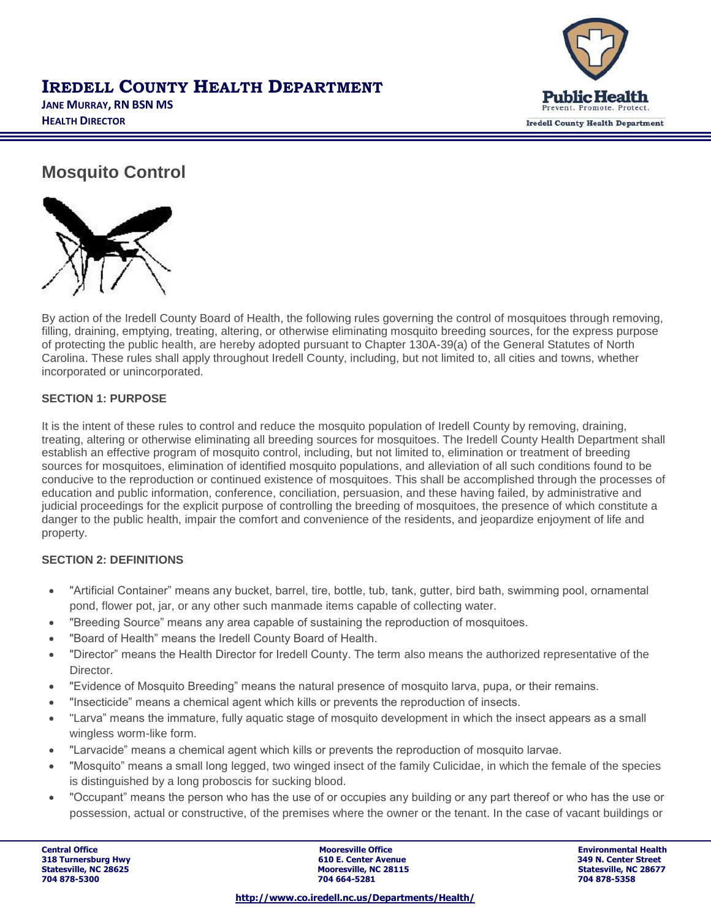# Iredell County Health Department

**Jane Murray, RN BSN MS**
**Health Director**

## Mosquito Control

By action of the Iredell County Board of Health, the following rules governing the control of mosquitoes through removing, filling, draining, emptying, treating, altering, or otherwise eliminating mosquito breeding sources, for the express purpose of protecting the public health, are hereby adopted pursuant to Chapter 130A-39(a) of the General Statutes of North Carolina. These rules shall apply throughout Iredell County, including, but not limited to, all cities and towns, whether incorporated or unincorporated.

### SECTION 1: PURPOSE

It is the intent of these rules to control and reduce the mosquito population of Iredell County by removing, draining, treating, altering or otherwise eliminating all breeding sources for mosquitoes. The Iredell County Health Department shall establish an effective program of mosquito control, including, but not limited to, elimination or treatment of breeding sources for mosquitoes, elimination of identified mosquito populations, and alleviation of all such conditions found to be conducive to the reproduction or continued existence of mosquitoes. This shall be accomplished through the processes of education and public information, conference, conciliation, persuasion, and these having failed, by administrative and judicial proceedings for the explicit purpose of controlling the breeding of mosquitoes, the presence of which constitute a danger to the public health, impair the comfort and convenience of the residents, and jeopardize enjoyment of life and property.

### SECTION 2: DEFINITIONS

- "Artificial Container" means any bucket, barrel, tire, bottle, tub, tank, gutter, bird bath, swimming pool, ornamental pond, flower pot, jar, or any other such manmade items capable of collecting water.
- "Breeding Source" means any area capable of sustaining the reproduction of mosquitoes.
- "Board of Health" means the Iredell County Board of Health.
- "Director" means the Health Director for Iredell County. The term also means the authorized representative of the Director.
- "Evidence of Mosquito Breeding" means the natural presence of mosquito larva, pupa, or their remains.
- "Insecticide" means a chemical agent which kills or prevents the reproduction of insects.
- "Larva" means the immature, fully aquatic stage of mosquito development in which the insect appears as a small wingless worm-like form.
- "Larvacide" means a chemical agent which kills or prevents the reproduction of mosquito larvae.
- "Mosquito" means a small long legged, two winged insect of the family Culicidae, in which the female of the species is distinguished by a long proboscis for sucking blood.
- "Occupant" means the person who has the use of or occupies any building or any part thereof or who has the use or possession, actual or constructive, of the premises where the owner or the tenant. In the case of vacant buildings or

**Central Office**
**318 Turnersburg Hwy**
**Statesville, NC 28625**
**704 878-5300**

**Mooresville Office**
**610 E. Center Avenue**
**Mooresville, NC 28115**
**704 664-5281**

**Environmental Health**
**349 N. Center Street**
**Statesville, NC 28677**
**704 878-5358**

**http://www.co.iredell.nc.us/Departments/Health/**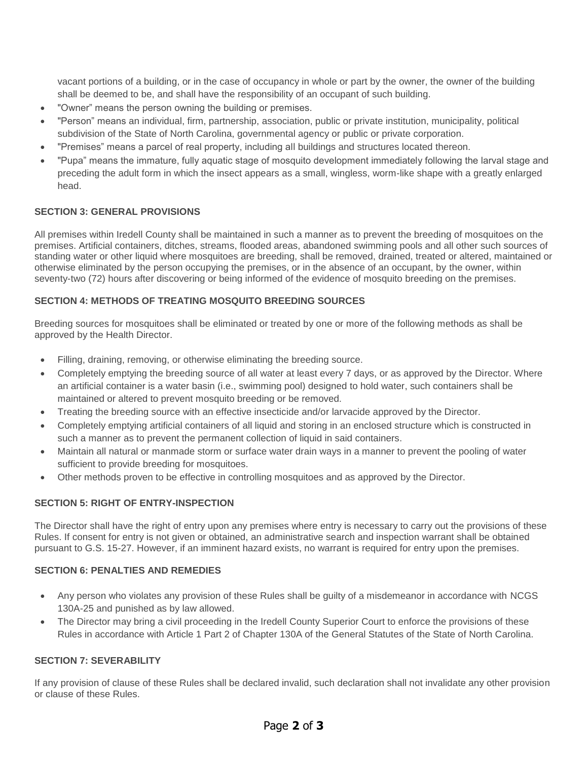vacant portions of a building, or in the case of occupancy in whole or part by the owner, the owner of the building shall be deemed to be, and shall have the responsibility of an occupant of such building.

- "Owner" means the person owning the building or premises.
- "Person" means an individual, firm, partnership, association, public or private institution, municipality, political subdivision of the State of North Carolina, governmental agency or public or private corporation.
- "Premises" means a parcel of real property, including all buildings and structures located thereon.
- "Pupa" means the immature, fully aquatic stage of mosquito development immediately following the larval stage and preceding the adult form in which the insect appears as a small, wingless, worm-like shape with a greatly enlarged head.

### SECTION 3: GENERAL PROVISIONS

All premises within Iredell County shall be maintained in such a manner as to prevent the breeding of mosquitoes on the premises. Artificial containers, ditches, streams, flooded areas, abandoned swimming pools and all other such sources of standing water or other liquid where mosquitoes are breeding, shall be removed, drained, treated or altered, maintained or otherwise eliminated by the person occupying the premises, or in the absence of an occupant, by the owner, within seventy-two (72) hours after discovering or being informed of the evidence of mosquito breeding on the premises.

### SECTION 4: METHODS OF TREATING MOSQUITO BREEDING SOURCES

Breeding sources for mosquitoes shall be eliminated or treated by one or more of the following methods as shall be approved by the Health Director.

- Filling, draining, removing, or otherwise eliminating the breeding source.
- Completely emptying the breeding source of all water at least every 7 days, or as approved by the Director. Where an artificial container is a water basin (i.e., swimming pool) designed to hold water, such containers shall be maintained or altered to prevent mosquito breeding or be removed.
- Treating the breeding source with an effective insecticide and/or larvacide approved by the Director.
- Completely emptying artificial containers of all liquid and storing in an enclosed structure which is constructed in such a manner as to prevent the permanent collection of liquid in said containers.
- Maintain all natural or manmade storm or surface water drain ways in a manner to prevent the pooling of water sufficient to provide breeding for mosquitoes.
- Other methods proven to be effective in controlling mosquitoes and as approved by the Director.

### SECTION 5: RIGHT OF ENTRY-INSPECTION

The Director shall have the right of entry upon any premises where entry is necessary to carry out the provisions of these Rules. If consent for entry is not given or obtained, an administrative search and inspection warrant shall be obtained pursuant to G.S. 15-27. However, if an imminent hazard exists, no warrant is required for entry upon the premises.

### SECTION 6: PENALTIES AND REMEDIES

- Any person who violates any provision of these Rules shall be guilty of a misdemeanor in accordance with NCGS 130A-25 and punished as by law allowed.
- The Director may bring a civil proceeding in the Iredell County Superior Court to enforce the provisions of these Rules in accordance with Article 1 Part 2 of Chapter 130A of the General Statutes of the State of North Carolina.

### SECTION 7: SEVERABILITY

If any provision of clause of these Rules shall be declared invalid, such declaration shall not invalidate any other provision or clause of these Rules.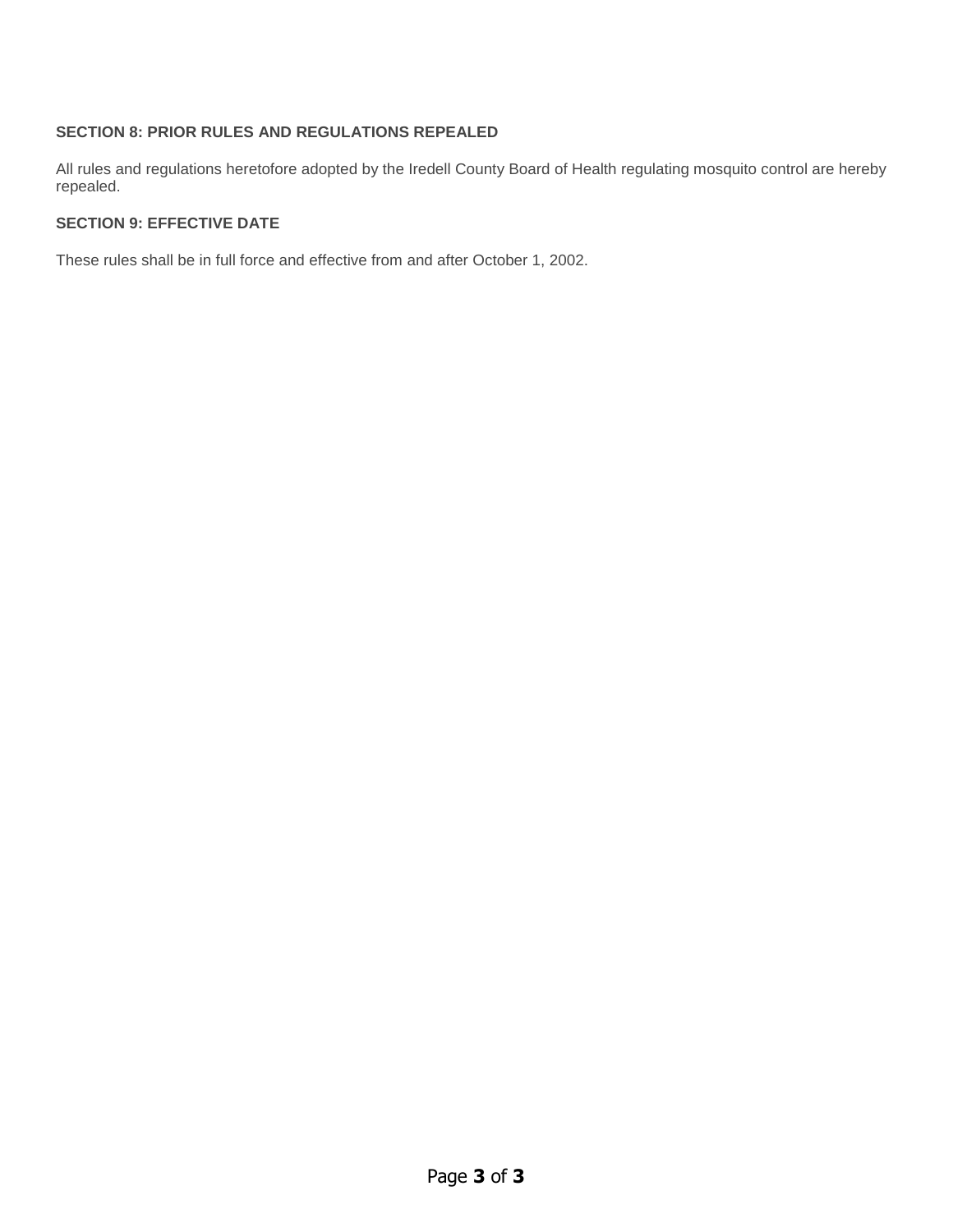### SECTION 8: PRIOR RULES AND REGULATIONS REPEALED

All rules and regulations heretofore adopted by the Iredell County Board of Health regulating mosquito control are hereby repealed.

### SECTION 9: EFFECTIVE DATE

These rules shall be in full force and effective from and after October 1, 2002.